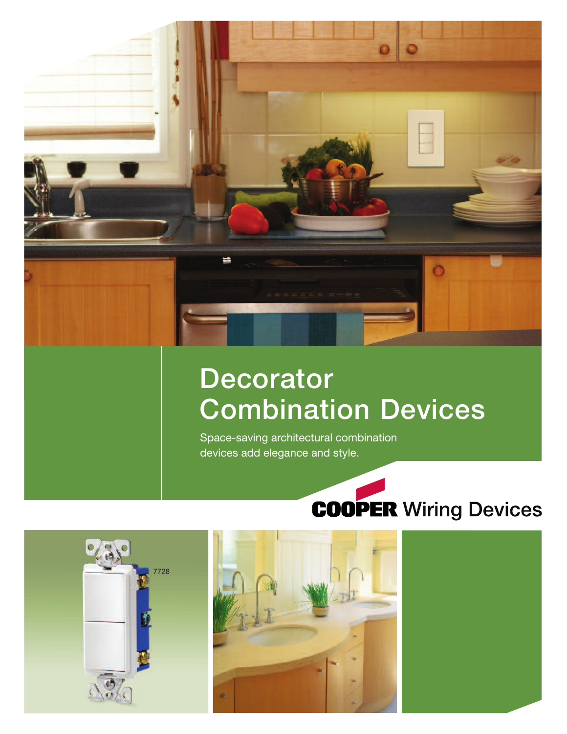# Decorator Combination Devices

Space-saving architectural combination devices add elegance and style.

COOPER Wiring Devices

7728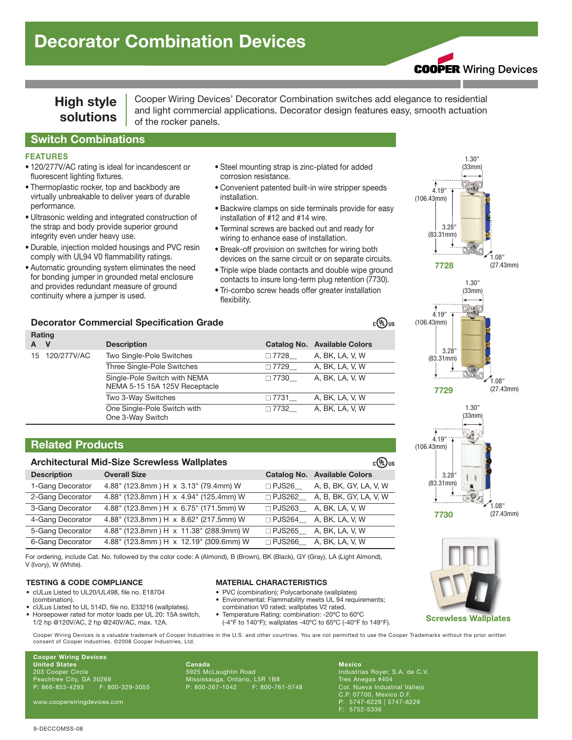# Decorator Combination Devices

COOPER Wiring Devices

## High style solutions

Cooper Wiring Devices' Decorator Combination switches add elegance to residential and light commercial applications. Decorator design features easy, smooth actuation of the rocker panels.

## Switch Combinations

### FEATURES

- 120/277V/AC rating is ideal for incandescent or fluorescent lighting fixtures.
- Thermoplastic rocker, top and backbody are virtually unbreakable to deliver years of durable performance.
- Ultrasonic welding and integrated construction of the strap and body provide superior ground integrity even under heavy use.
- Durable, injection molded housings and PVC resin comply with UL94 V0 flammability ratings.
- Automatic grounding system eliminates the need for bonding jumper in grounded metal enclosure and provides redundant measure of ground continuity where a jumper is used.
- Steel mounting strap is zinc-plated for added corrosion resistance.
- Convenient patented built-in wire stripper speeds installation.
- Backwire clamps on side terminals provide for easy installation of #12 and #14 wire.
- Terminal screws are backed out and ready for wiring to enhance ease of installation.
- Break-off provision on switches for wiring both devices on the same circuit or on separate circuits.
- Triple wipe blade contacts and double wipe ground contacts to insure long-term plug retention (7730).
- Tri-combo screw heads offer greater installation flexibility.

1.30" (33mm)
4.19" (106.43mm)
3.28" (83.31mm)
1.08" (27.43mm)
7728

1.30" (33mm)
4.19" (106.43mm)
3.28" (83.31mm)
1.08" (27.43mm)
7729

1.30" (33mm)
4.19" (106.43mm)
3.28" (83.31mm)
1.08" (27.43mm)
7730

### Decorator Commercial Specification Grade

cULus

| Rating A | Rating V | Description | Catalog No. | Available Colors |
|---|---|---|---|---|
| 15 | 120/277V/AC | Two Single-Pole Switches | ☐7728__ | A, BK, LA, V, W |
| | | Three Single-Pole Switches | ☐7729__ | A, BK, LA, V, W |
| | | Single-Pole Switch with NEMA 5-15 15A 125V Receptacle | ☐7730__ | A, BK, LA, V, W |
| | | Two 3-Way Switches | ☐7731__ | A, BK, LA, V, W |
| | | One Single-Pole Switch with One 3-Way Switch | ☐7732__ | A, BK, LA, V, W |

## Related Products

### Architectural Mid-Size Screwless Wallplates

cULus

| Description | Overall Size | Catalog No. | Available Colors |
|---|---|---|---|
| 1-Gang Decorator | 4.88" (123.8mm) H x 3.13" (79.4mm) W | ☐PJS26__ | A, B, BK, GY, LA, V, W |
| 2-Gang Decorator | 4.88" (123.8mm) H x 4.94" (125.4mm) W | ☐PJS262__ | A, B, BK, GY, LA, V, W |
| 3-Gang Decorator | 4.88" (123.8mm) H x 6.75" (171.5mm) W | ☐PJS263__ | A, BK, LA, V, W |
| 4-Gang Decorator | 4.88" (123.8mm) H x 8.62" (217.5mm) W | ☐PJS264__ | A, BK, LA, V, W |
| 5-Gang Decorator | 4.88" (123.8mm) H x 11.38" (288.9mm) W | ☐PJS265__ | A, BK, LA, V, W |
| 6-Gang Decorator | 4.88" (123.8mm) H x 12.19" (309.6mm) W | ☐PJS266__ | A, BK, LA, V, W |

For ordering, include Cat. No. followed by the color code: A (Almond), B (Brown), BK (Black), GY (Gray), LA (Light Almond), V (Ivory), W (White).

Screwless Wallplates

### TESTING & CODE COMPLIANCE

- cULus Listed to UL20/UL498, file no. E18704 (combination).
- cULus Listed to UL 514D, file no. E33216 (wallplates).
- Horsepower rated for motor loads per UL 20: 15A switch, 1/2 hp @120V/AC, 2 hp @240V/AC, max. 12A.

### MATERIAL CHARACTERISTICS

- PVC (combination); Polycarbonate (wallplates)
- Environmental: Flammability meets UL 94 requirements; combination V0 rated; wallplates V2 rated.
- Temperature Rating: combination: -20ºC to 60ºC (-4ºF to 140ºF); wallplates -40ºC to 65ºC (-40ºF to 149ºF).

Cooper Wiring Devices is a valuable trademark of Cooper Industries in the U.S. and other countries. You are not permitted to use the Cooper Trademarks without the prior written consent of Cooper Industries. ©2008 Cooper Industries, Ltd.

**Cooper Wiring Devices**
**United States**
203 Cooper Circle
Peachtree City, GA 30269
P: 866-853-4293 F: 800-329-3055

www.cooperwiringdevices.com

**Canada**
5925 McLaughlin Road
Mississauga, Ontario, L5R 1B8
P: 800-267-1042 F: 800-761-5748

**Mexico**
Industrias Royer, S.A. de C.V.
Tres Anegas #404
Col. Nueva Industrial Vallejo
C.P. 07700, Mexico D.F.
P: 5747-6228 | 5747-6229
F: 5752-5336

9-DECCOMSS-08